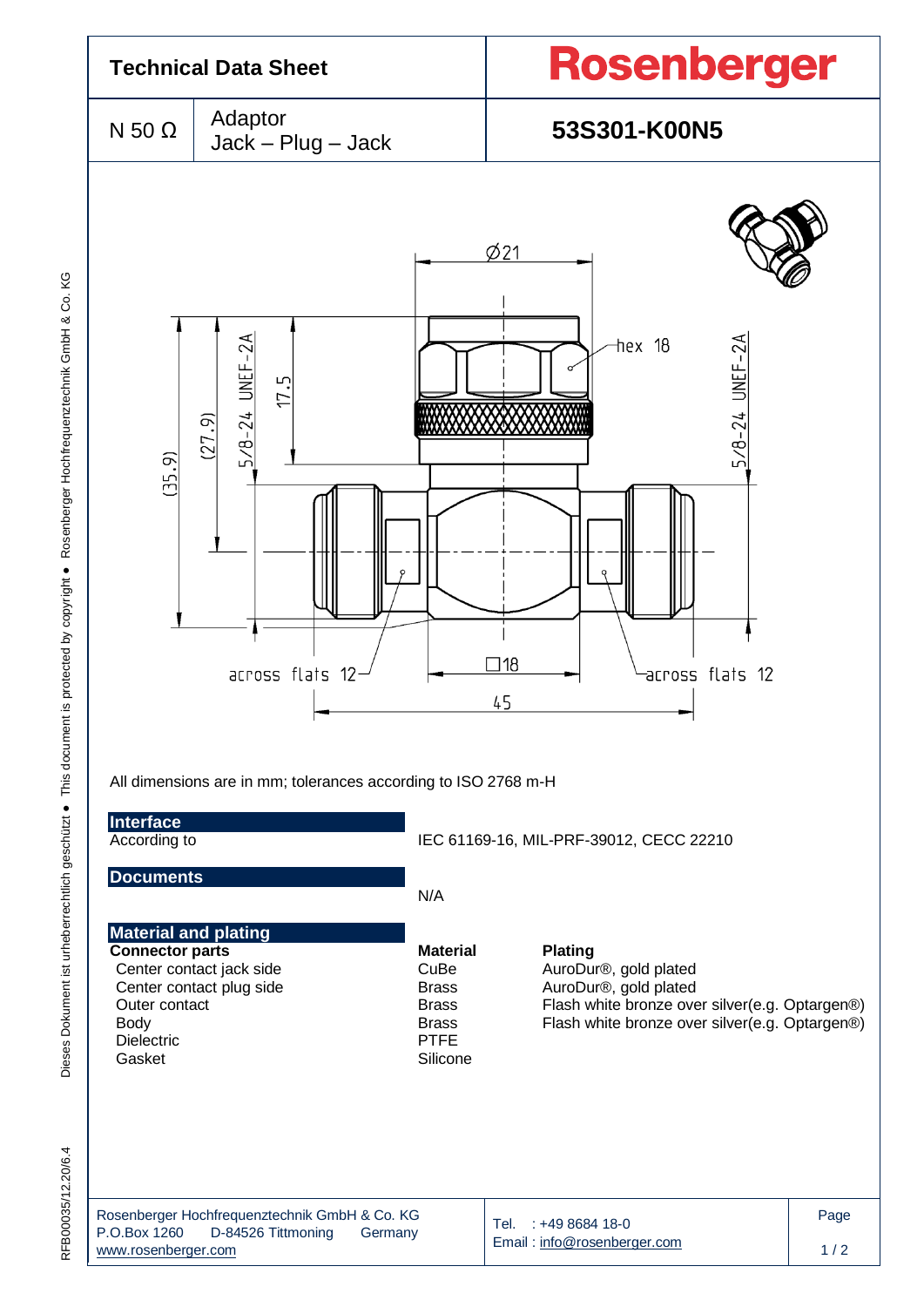# Technical Data Sheet

**Rosenberger**

| N 50 Ω | Adaptor Jack – Plug – Jack | **53S301-K00N5** |
|---|---|---|

All dimensions are in mm; tolerances according to ISO 2768 m-H

## Interface

| | |
|---|---|
| According to | IEC 61169-16, MIL-PRF-39012, CECC 22210 |

## Documents

N/A

## Material and plating

| Connector parts | Material | Plating |
|---|---|---|
| Center contact jack side | CuBe | AuroDur®, gold plated |
| Center contact plug side | Brass | AuroDur®, gold plated |
| Outer contact | Brass | Flash white bronze over silver(e.g. Optargen®) |
| Body | Brass | Flash white bronze over silver(e.g. Optargen®) |
| Dielectric | PTFE | |
| Gasket | Silicone | |

Rosenberger Hochfrequenztechnik GmbH & Co. KG
P.O.Box 1260 D-84526 Tittmoning Germany
www.rosenberger.com

Tel. : +49 8684 18-0
Email : info@rosenberger.com

RFB00035/12.20/6.4

Dieses Dokument ist urheberrechtlich geschützt ● This document is protected by copyright ● Rosenberger Hochfrequenztechnik GmbH & Co. KG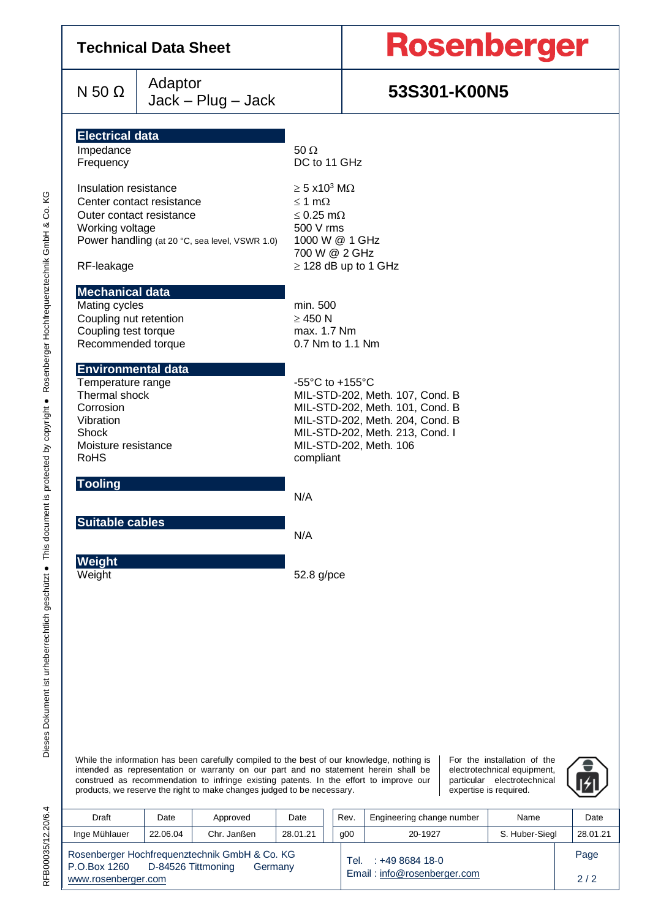# Technical Data Sheet

**Rosenberger**

| N 50 Ω | Adaptor Jack – Plug – Jack | **53S301-K00N5** |
|---|---|---|

## Electrical data

| | |
|---|---|
| Impedance | 50 Ω |
| Frequency | DC to 11 GHz |
| Insulation resistance | ≥ 5 x10$^3$ MΩ |
| Center contact resistance | ≤ 1 mΩ |
| Outer contact resistance | ≤ 0.25 mΩ |
| Working voltage | 500 V rms |
| Power handling (at 20 °C, sea level, VSWR 1.0) | 1000 W @ 1 GHz<br>700 W @ 2 GHz |
| RF-leakage | ≥ 128 dB up to 1 GHz |

## Mechanical data

| | |
|---|---|
| Mating cycles | min. 500 |
| Coupling nut retention | ≥ 450 N |
| Coupling test torque | max. 1.7 Nm |
| Recommended torque | 0.7 Nm to 1.1 Nm |

## Environmental data

| | |
|---|---|
| Temperature range | -55°C to +155°C |
| Thermal shock | MIL-STD-202, Meth. 107, Cond. B |
| Corrosion | MIL-STD-202, Meth. 101, Cond. B |
| Vibration | MIL-STD-202, Meth. 204, Cond. B |
| Shock | MIL-STD-202, Meth. 213, Cond. I |
| Moisture resistance | MIL-STD-202, Meth. 106 |
| RoHS | compliant |

## Tooling

N/A

## Suitable cables

N/A

## Weight

| | |
|---|---|
| Weight | 52.8 g/pce |

While the information has been carefully compiled to the best of our knowledge, nothing is intended as representation or warranty on our part and no statement herein shall be construed as recommendation to infringe existing patents. In the effort to improve our products, we reserve the right to make changes judged to be necessary.

For the installation of the electrotechnical equipment, particular electrotechnical expertise is required.

| Draft | Date | Approved | Date | Rev. | Engineering change number | Name | Date |
|---|---|---|---|---|---|---|---|
| Inge Mühlauer | 22.06.04 | Chr. Janßen | 28.01.21 | g00 | 20-1927 | S. Huber-Siegl | 28.01.21 |

Rosenberger Hochfrequenztechnik GmbH & Co. KG
P.O.Box 1260 D-84526 Tittmoning Germany
www.rosenberger.com

Tel. : +49 8684 18-0
Email : info@rosenberger.com

RFB00035/12.20/6.4

Dieses Dokument ist urheberrechtlich geschützt ● This document is protected by copyright ● Rosenberger Hochfrequenztechnik GmbH & Co. KG